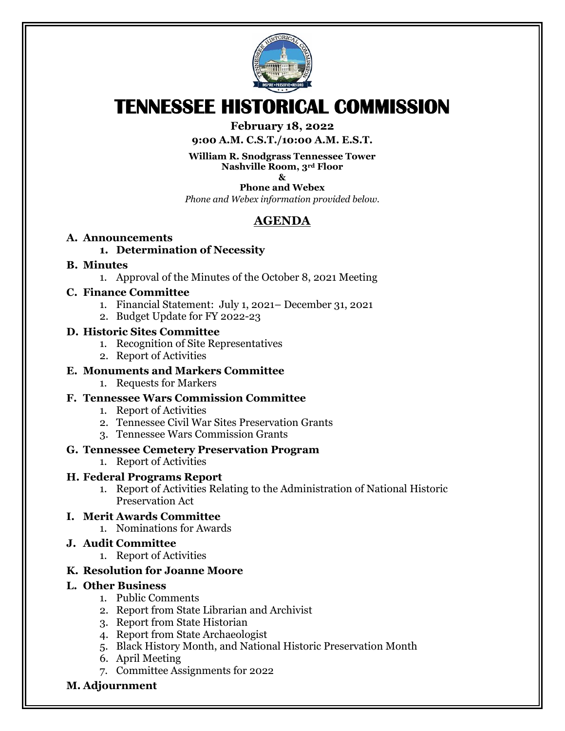# TENNESSEE HISTORICAL COMMISSION

**February 18, 2022**

**9:00 A.M. C.S.T./10:00 A.M. E.S.T.**

**William R. Snodgrass Tennessee Tower**
**Nashville Room, 3rd Floor**
**&**
**Phone and Webex**

*Phone and Webex information provided below.*

## AGENDA

**A. Announcements**

1. **Determination of Necessity**

**B. Minutes**

1. Approval of the Minutes of the October 8, 2021 Meeting

**C. Finance Committee**

1. Financial Statement: July 1, 2021– December 31, 2021
2. Budget Update for FY 2022-23

**D. Historic Sites Committee**

1. Recognition of Site Representatives
2. Report of Activities

**E. Monuments and Markers Committee**

1. Requests for Markers

**F. Tennessee Wars Commission Committee**

1. Report of Activities
2. Tennessee Civil War Sites Preservation Grants
3. Tennessee Wars Commission Grants

**G. Tennessee Cemetery Preservation Program**

1. Report of Activities

**H. Federal Programs Report**

1. Report of Activities Relating to the Administration of National Historic Preservation Act

**I. Merit Awards Committee**

1. Nominations for Awards

**J. Audit Committee**

1. Report of Activities

**K. Resolution for Joanne Moore**

**L. Other Business**

1. Public Comments
2. Report from State Librarian and Archivist
3. Report from State Historian
4. Report from State Archaeologist
5. Black History Month, and National Historic Preservation Month
6. April Meeting
7. Committee Assignments for 2022

**M. Adjournment**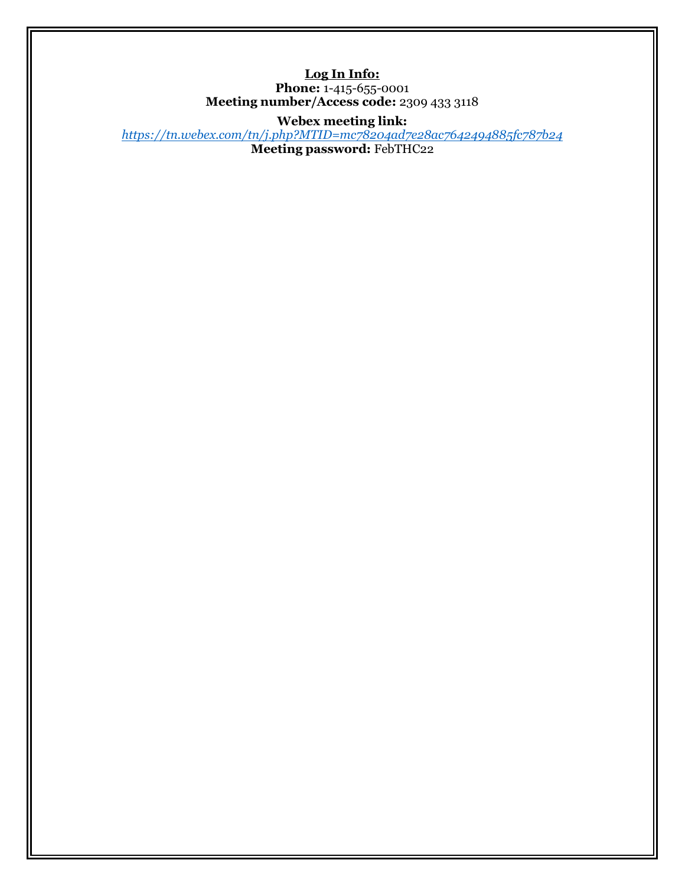**<u>Log In Info:</u>**

**Phone:** 1-415-655-0001

**Meeting number/Access code:** 2309 433 3118

**Webex meeting link:**

*https://tn.webex.com/tn/j.php?MTID=mc78204ad7e28ac7642494885fc787b24*

**Meeting password:** FebTHC22